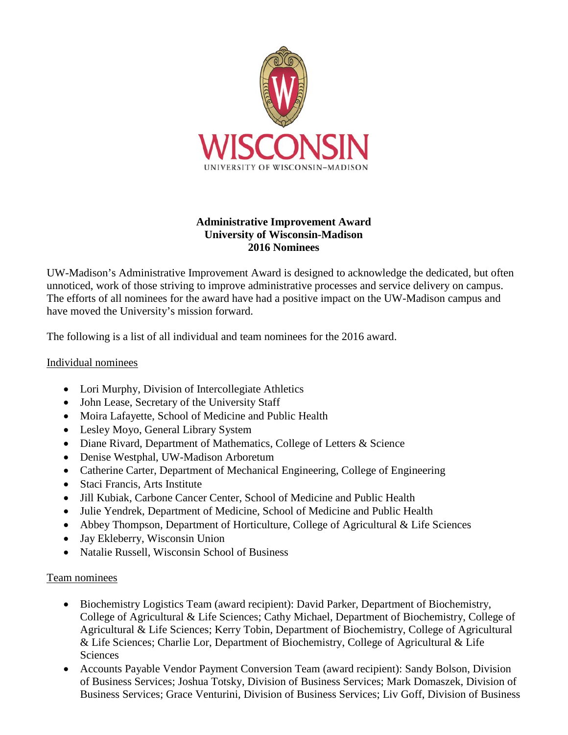**Administrative Improvement Award**
**University of Wisconsin-Madison**
**2016 Nominees**

UW-Madison's Administrative Improvement Award is designed to acknowledge the dedicated, but often unnoticed, work of those striving to improve administrative processes and service delivery on campus. The efforts of all nominees for the award have had a positive impact on the UW-Madison campus and have moved the University's mission forward.

The following is a list of all individual and team nominees for the 2016 award.

Individual nominees

- Lori Murphy, Division of Intercollegiate Athletics
- John Lease, Secretary of the University Staff
- Moira Lafayette, School of Medicine and Public Health
- Lesley Moyo, General Library System
- Diane Rivard, Department of Mathematics, College of Letters & Science
- Denise Westphal, UW-Madison Arboretum
- Catherine Carter, Department of Mechanical Engineering, College of Engineering
- Staci Francis, Arts Institute
- Jill Kubiak, Carbone Cancer Center, School of Medicine and Public Health
- Julie Yendrek, Department of Medicine, School of Medicine and Public Health
- Abbey Thompson, Department of Horticulture, College of Agricultural & Life Sciences
- Jay Ekleberry, Wisconsin Union
- Natalie Russell, Wisconsin School of Business

Team nominees

- Biochemistry Logistics Team (award recipient): David Parker, Department of Biochemistry, College of Agricultural & Life Sciences; Cathy Michael, Department of Biochemistry, College of Agricultural & Life Sciences; Kerry Tobin, Department of Biochemistry, College of Agricultural & Life Sciences; Charlie Lor, Department of Biochemistry, College of Agricultural & Life Sciences
- Accounts Payable Vendor Payment Conversion Team (award recipient): Sandy Bolson, Division of Business Services; Joshua Totsky, Division of Business Services; Mark Domaszek, Division of Business Services; Grace Venturini, Division of Business Services; Liv Goff, Division of Business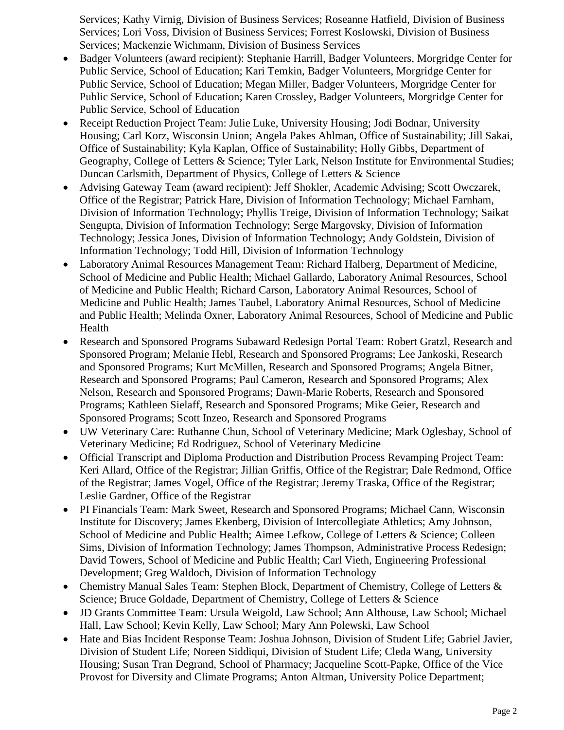Services; Kathy Virnig, Division of Business Services; Roseanne Hatfield, Division of Business Services; Lori Voss, Division of Business Services; Forrest Koslowski, Division of Business Services; Mackenzie Wichmann, Division of Business Services

- Badger Volunteers (award recipient): Stephanie Harrill, Badger Volunteers, Morgridge Center for Public Service, School of Education; Kari Temkin, Badger Volunteers, Morgridge Center for Public Service, School of Education; Megan Miller, Badger Volunteers, Morgridge Center for Public Service, School of Education; Karen Crossley, Badger Volunteers, Morgridge Center for Public Service, School of Education
- Receipt Reduction Project Team: Julie Luke, University Housing; Jodi Bodnar, University Housing; Carl Korz, Wisconsin Union; Angela Pakes Ahlman, Office of Sustainability; Jill Sakai, Office of Sustainability; Kyla Kaplan, Office of Sustainability; Holly Gibbs, Department of Geography, College of Letters & Science; Tyler Lark, Nelson Institute for Environmental Studies; Duncan Carlsmith, Department of Physics, College of Letters & Science
- Advising Gateway Team (award recipient): Jeff Shokler, Academic Advising; Scott Owczarek, Office of the Registrar; Patrick Hare, Division of Information Technology; Michael Farnham, Division of Information Technology; Phyllis Treige, Division of Information Technology; Saikat Sengupta, Division of Information Technology; Serge Margovsky, Division of Information Technology; Jessica Jones, Division of Information Technology; Andy Goldstein, Division of Information Technology; Todd Hill, Division of Information Technology
- Laboratory Animal Resources Management Team: Richard Halberg, Department of Medicine, School of Medicine and Public Health; Michael Gallardo, Laboratory Animal Resources, School of Medicine and Public Health; Richard Carson, Laboratory Animal Resources, School of Medicine and Public Health; James Taubel, Laboratory Animal Resources, School of Medicine and Public Health; Melinda Oxner, Laboratory Animal Resources, School of Medicine and Public Health
- Research and Sponsored Programs Subaward Redesign Portal Team: Robert Gratzl, Research and Sponsored Program; Melanie Hebl, Research and Sponsored Programs; Lee Jankoski, Research and Sponsored Programs; Kurt McMillen, Research and Sponsored Programs; Angela Bitner, Research and Sponsored Programs; Paul Cameron, Research and Sponsored Programs; Alex Nelson, Research and Sponsored Programs; Dawn-Marie Roberts, Research and Sponsored Programs; Kathleen Sielaff, Research and Sponsored Programs; Mike Geier, Research and Sponsored Programs; Scott Inzeo, Research and Sponsored Programs
- UW Veterinary Care: Ruthanne Chun, School of Veterinary Medicine; Mark Oglesbay, School of Veterinary Medicine; Ed Rodriguez, School of Veterinary Medicine
- Official Transcript and Diploma Production and Distribution Process Revamping Project Team: Keri Allard, Office of the Registrar; Jillian Griffis, Office of the Registrar; Dale Redmond, Office of the Registrar; James Vogel, Office of the Registrar; Jeremy Traska, Office of the Registrar; Leslie Gardner, Office of the Registrar
- PI Financials Team: Mark Sweet, Research and Sponsored Programs; Michael Cann, Wisconsin Institute for Discovery; James Ekenberg, Division of Intercollegiate Athletics; Amy Johnson, School of Medicine and Public Health; Aimee Lefkow, College of Letters & Science; Colleen Sims, Division of Information Technology; James Thompson, Administrative Process Redesign; David Towers, School of Medicine and Public Health; Carl Vieth, Engineering Professional Development; Greg Waldoch, Division of Information Technology
- Chemistry Manual Sales Team: Stephen Block, Department of Chemistry, College of Letters & Science; Bruce Goldade, Department of Chemistry, College of Letters & Science
- JD Grants Committee Team: Ursula Weigold, Law School; Ann Althouse, Law School; Michael Hall, Law School; Kevin Kelly, Law School; Mary Ann Polewski, Law School
- Hate and Bias Incident Response Team: Joshua Johnson, Division of Student Life; Gabriel Javier, Division of Student Life; Noreen Siddiqui, Division of Student Life; Cleda Wang, University Housing; Susan Tran Degrand, School of Pharmacy; Jacqueline Scott-Papke, Office of the Vice Provost for Diversity and Climate Programs; Anton Altman, University Police Department;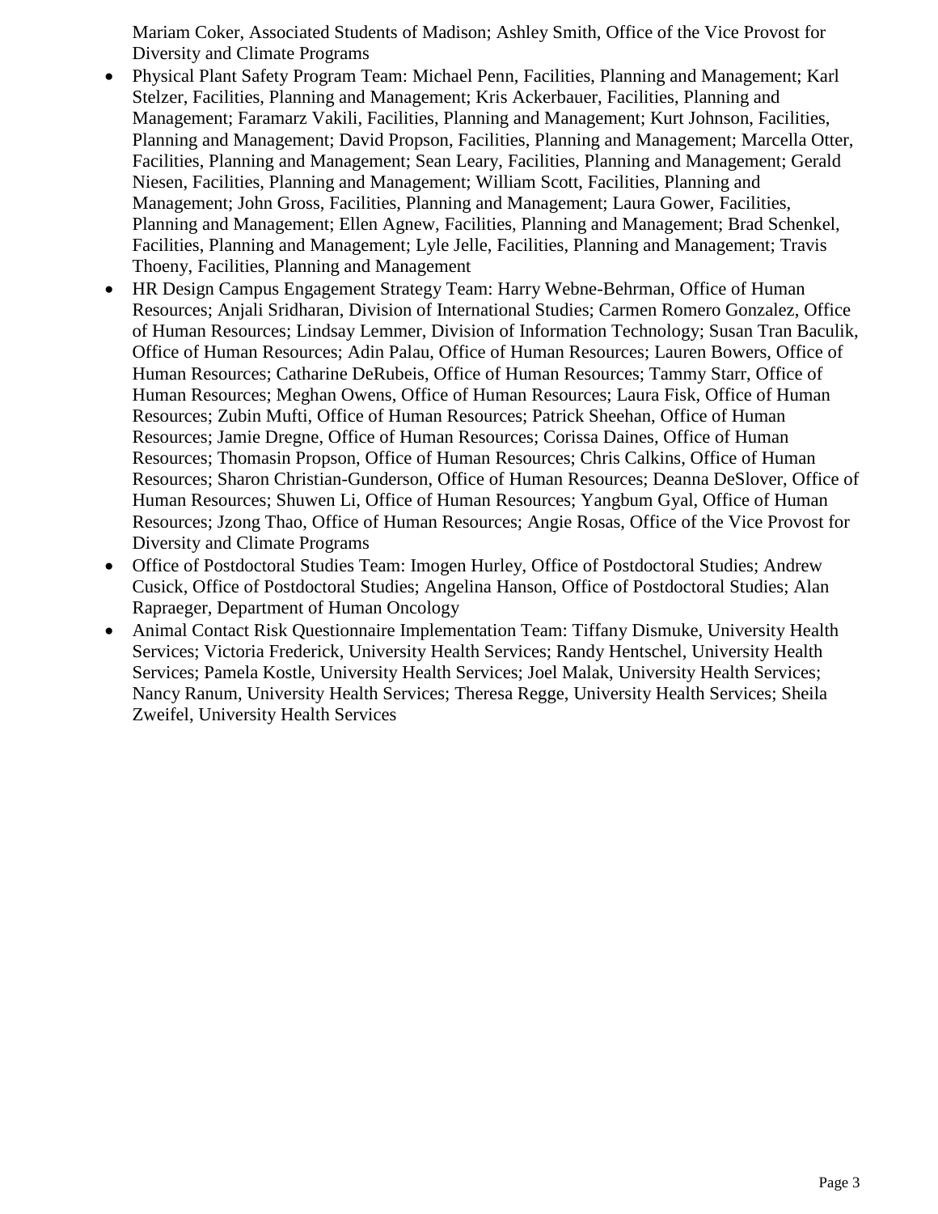Mariam Coker, Associated Students of Madison; Ashley Smith, Office of the Vice Provost for Diversity and Climate Programs

- Physical Plant Safety Program Team: Michael Penn, Facilities, Planning and Management; Karl Stelzer, Facilities, Planning and Management; Kris Ackerbauer, Facilities, Planning and Management; Faramarz Vakili, Facilities, Planning and Management; Kurt Johnson, Facilities, Planning and Management; David Propson, Facilities, Planning and Management; Marcella Otter, Facilities, Planning and Management; Sean Leary, Facilities, Planning and Management; Gerald Niesen, Facilities, Planning and Management; William Scott, Facilities, Planning and Management; John Gross, Facilities, Planning and Management; Laura Gower, Facilities, Planning and Management; Ellen Agnew, Facilities, Planning and Management; Brad Schenkel, Facilities, Planning and Management; Lyle Jelle, Facilities, Planning and Management; Travis Thoeny, Facilities, Planning and Management
- HR Design Campus Engagement Strategy Team: Harry Webne-Behrman, Office of Human Resources; Anjali Sridharan, Division of International Studies; Carmen Romero Gonzalez, Office of Human Resources; Lindsay Lemmer, Division of Information Technology; Susan Tran Baculik, Office of Human Resources; Adin Palau, Office of Human Resources; Lauren Bowers, Office of Human Resources; Catharine DeRubeis, Office of Human Resources; Tammy Starr, Office of Human Resources; Meghan Owens, Office of Human Resources; Laura Fisk, Office of Human Resources; Zubin Mufti, Office of Human Resources; Patrick Sheehan, Office of Human Resources; Jamie Dregne, Office of Human Resources; Corissa Daines, Office of Human Resources; Thomasin Propson, Office of Human Resources; Chris Calkins, Office of Human Resources; Sharon Christian-Gunderson, Office of Human Resources; Deanna DeSlover, Office of Human Resources; Shuwen Li, Office of Human Resources; Yangbum Gyal, Office of Human Resources; Jzong Thao, Office of Human Resources; Angie Rosas, Office of the Vice Provost for Diversity and Climate Programs
- Office of Postdoctoral Studies Team: Imogen Hurley, Office of Postdoctoral Studies; Andrew Cusick, Office of Postdoctoral Studies; Angelina Hanson, Office of Postdoctoral Studies; Alan Rapraeger, Department of Human Oncology
- Animal Contact Risk Questionnaire Implementation Team: Tiffany Dismuke, University Health Services; Victoria Frederick, University Health Services; Randy Hentschel, University Health Services; Pamela Kostle, University Health Services; Joel Malak, University Health Services; Nancy Ranum, University Health Services; Theresa Regge, University Health Services; Sheila Zweifel, University Health Services